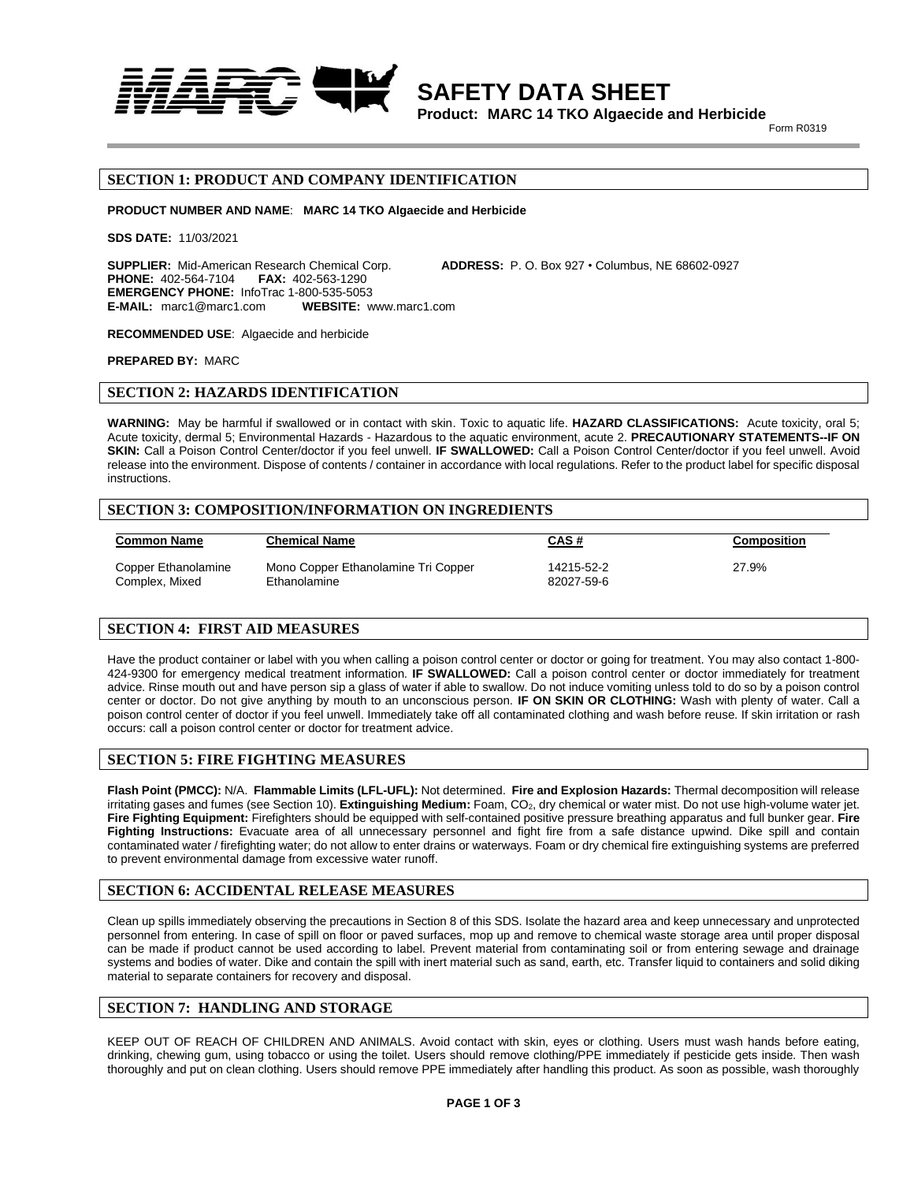# SAFETY DATA SHEET

**Product: MARC 14 TKO Algaecide and Herbicide**

Form R0319

## SECTION 1: PRODUCT AND COMPANY IDENTIFICATION

**PRODUCT NUMBER AND NAME**: **MARC 14 TKO Algaecide and Herbicide**

**SDS DATE:** 11/03/2021

**SUPPLIER:** Mid-American Research Chemical Corp. **ADDRESS:** P. O. Box 927 • Columbus, NE 68602-0927
**PHONE:** 402-564-7104 **FAX:** 402-563-1290
**EMERGENCY PHONE:** InfoTrac 1-800-535-5053
**E-MAIL:** marc1@marc1.com **WEBSITE:** www.marc1.com

**RECOMMENDED USE**: Algaecide and herbicide

**PREPARED BY:** MARC

## SECTION 2: HAZARDS IDENTIFICATION

**WARNING:** May be harmful if swallowed or in contact with skin. Toxic to aquatic life. **HAZARD CLASSIFICATIONS:** Acute toxicity, oral 5; Acute toxicity, dermal 5; Environmental Hazards - Hazardous to the aquatic environment, acute 2. **PRECAUTIONARY STATEMENTS--IF ON SKIN:** Call a Poison Control Center/doctor if you feel unwell. **IF SWALLOWED:** Call a Poison Control Center/doctor if you feel unwell. Avoid release into the environment. Dispose of contents / container in accordance with local regulations. Refer to the product label for specific disposal instructions.

## SECTION 3: COMPOSITION/INFORMATION ON INGREDIENTS

| Common Name | Chemical Name | CAS # | Composition |
|---|---|---|---|
| Copper Ethanolamine Complex, Mixed | Mono Copper Ethanolamine Tri Copper Ethanolamine | 14215-52-2 82027-59-6 | 27.9% |

## SECTION 4: FIRST AID MEASURES

Have the product container or label with you when calling a poison control center or doctor or going for treatment. You may also contact 1-800-424-9300 for emergency medical treatment information. **IF SWALLOWED:** Call a poison control center or doctor immediately for treatment advice. Rinse mouth out and have person sip a glass of water if able to swallow. Do not induce vomiting unless told to do so by a poison control center or doctor. Do not give anything by mouth to an unconscious person. **IF ON SKIN OR CLOTHING:** Wash with plenty of water. Call a poison control center of doctor if you feel unwell. Immediately take off all contaminated clothing and wash before reuse. If skin irritation or rash occurs: call a poison control center or doctor for treatment advice.

## SECTION 5: FIRE FIGHTING MEASURES

**Flash Point (PMCC):** N/A. **Flammable Limits (LFL-UFL):** Not determined. **Fire and Explosion Hazards:** Thermal decomposition will release irritating gases and fumes (see Section 10). **Extinguishing Medium:** Foam, $CO_2$, dry chemical or water mist. Do not use high-volume water jet. **Fire Fighting Equipment:** Firefighters should be equipped with self-contained positive pressure breathing apparatus and full bunker gear. **Fire Fighting Instructions:** Evacuate area of all unnecessary personnel and fight fire from a safe distance upwind. Dike spill and contain contaminated water / firefighting water; do not allow to enter drains or waterways. Foam or dry chemical fire extinguishing systems are preferred to prevent environmental damage from excessive water runoff.

## SECTION 6: ACCIDENTAL RELEASE MEASURES

Clean up spills immediately observing the precautions in Section 8 of this SDS. Isolate the hazard area and keep unnecessary and unprotected personnel from entering. In case of spill on floor or paved surfaces, mop up and remove to chemical waste storage area until proper disposal can be made if product cannot be used according to label. Prevent material from contaminating soil or from entering sewage and drainage systems and bodies of water. Dike and contain the spill with inert material such as sand, earth, etc. Transfer liquid to containers and solid diking material to separate containers for recovery and disposal.

## SECTION 7: HANDLING AND STORAGE

KEEP OUT OF REACH OF CHILDREN AND ANIMALS. Avoid contact with skin, eyes or clothing. Users must wash hands before eating, drinking, chewing gum, using tobacco or using the toilet. Users should remove clothing/PPE immediately if pesticide gets inside. Then wash thoroughly and put on clean clothing. Users should remove PPE immediately after handling this product. As soon as possible, wash thoroughly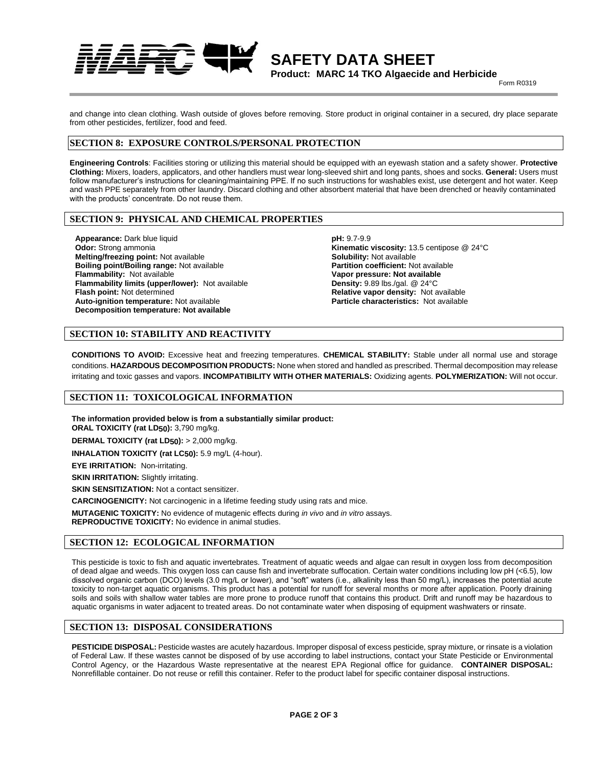and change into clean clothing. Wash outside of gloves before removing. Store product in original container in a secured, dry place separate from other pesticides, fertilizer, food and feed.

## SECTION 8: EXPOSURE CONTROLS/PERSONAL PROTECTION

**Engineering Controls**: Facilities storing or utilizing this material should be equipped with an eyewash station and a safety shower. **Protective Clothing:** Mixers, loaders, applicators, and other handlers must wear long-sleeved shirt and long pants, shoes and socks. **General:** Users must follow manufacturer's instructions for cleaning/maintaining PPE. If no such instructions for washables exist, use detergent and hot water. Keep and wash PPE separately from other laundry. Discard clothing and other absorbent material that have been drenched or heavily contaminated with the products' concentrate. Do not reuse them.

## SECTION 9: PHYSICAL AND CHEMICAL PROPERTIES

**Appearance:** Dark blue liquid
**Odor:** Strong ammonia
**Melting/freezing point:** Not available
**Boiling point/Boiling range:** Not available
**Flammability:** Not available
**Flammability limits (upper/lower):** Not available
**Flash point:** Not determined
**Auto-ignition temperature:** Not available
**Decomposition temperature: Not available**

**pH:** 9.7-9.9
**Kinematic viscosity:** 13.5 centipose @ 24°C
**Solubility:** Not available
**Partition coefficient:** Not available
**Vapor pressure: Not available**
**Density:** 9.89 lbs./gal. @ 24°C
**Relative vapor density:** Not available
**Particle characteristics:** Not available

## SECTION 10: STABILITY AND REACTIVITY

**CONDITIONS TO AVOID:** Excessive heat and freezing temperatures. **CHEMICAL STABILITY:** Stable under all normal use and storage conditions. **HAZARDOUS DECOMPOSITION PRODUCTS:** None when stored and handled as prescribed. Thermal decomposition may release irritating and toxic gasses and vapors. **INCOMPATIBILITY WITH OTHER MATERIALS:** Oxidizing agents. **POLYMERIZATION:** Will not occur.

## SECTION 11: TOXICOLOGICAL INFORMATION

**The information provided below is from a substantially similar product:**
**ORAL TOXICITY (rat $LD_{50}$):** 3,790 mg/kg.

**DERMAL TOXICITY (rat $LD_{50}$):** > 2,000 mg/kg.

**INHALATION TOXICITY (rat $LC_{50}$):** 5.9 mg/L (4-hour).

**EYE IRRITATION:** Non-irritating.

**SKIN IRRITATION:** Slightly irritating.

**SKIN SENSITIZATION:** Not a contact sensitizer.

**CARCINOGENICITY:** Not carcinogenic in a lifetime feeding study using rats and mice.

**MUTAGENIC TOXICITY:** No evidence of mutagenic effects during *in vivo* and *in vitro* assays.
**REPRODUCTIVE TOXICITY:** No evidence in animal studies.

## SECTION 12: ECOLOGICAL INFORMATION

This pesticide is toxic to fish and aquatic invertebrates. Treatment of aquatic weeds and algae can result in oxygen loss from decomposition of dead algae and weeds. This oxygen loss can cause fish and invertebrate suffocation. Certain water conditions including low pH (<6.5), low dissolved organic carbon (DCO) levels (3.0 mg/L or lower), and "soft" waters (i.e., alkalinity less than 50 mg/L), increases the potential acute toxicity to non-target aquatic organisms. This product has a potential for runoff for several months or more after application. Poorly draining soils and soils with shallow water tables are more prone to produce runoff that contains this product. Drift and runoff may be hazardous to aquatic organisms in water adjacent to treated areas. Do not contaminate water when disposing of equipment washwaters or rinsate.

## SECTION 13: DISPOSAL CONSIDERATIONS

**PESTICIDE DISPOSAL:** Pesticide wastes are acutely hazardous. Improper disposal of excess pesticide, spray mixture, or rinsate is a violation of Federal Law. If these wastes cannot be disposed of by use according to label instructions, contact your State Pesticide or Environmental Control Agency, or the Hazardous Waste representative at the nearest EPA Regional office for guidance. **CONTAINER DISPOSAL:** Nonrefillable container. Do not reuse or refill this container. Refer to the product label for specific container disposal instructions.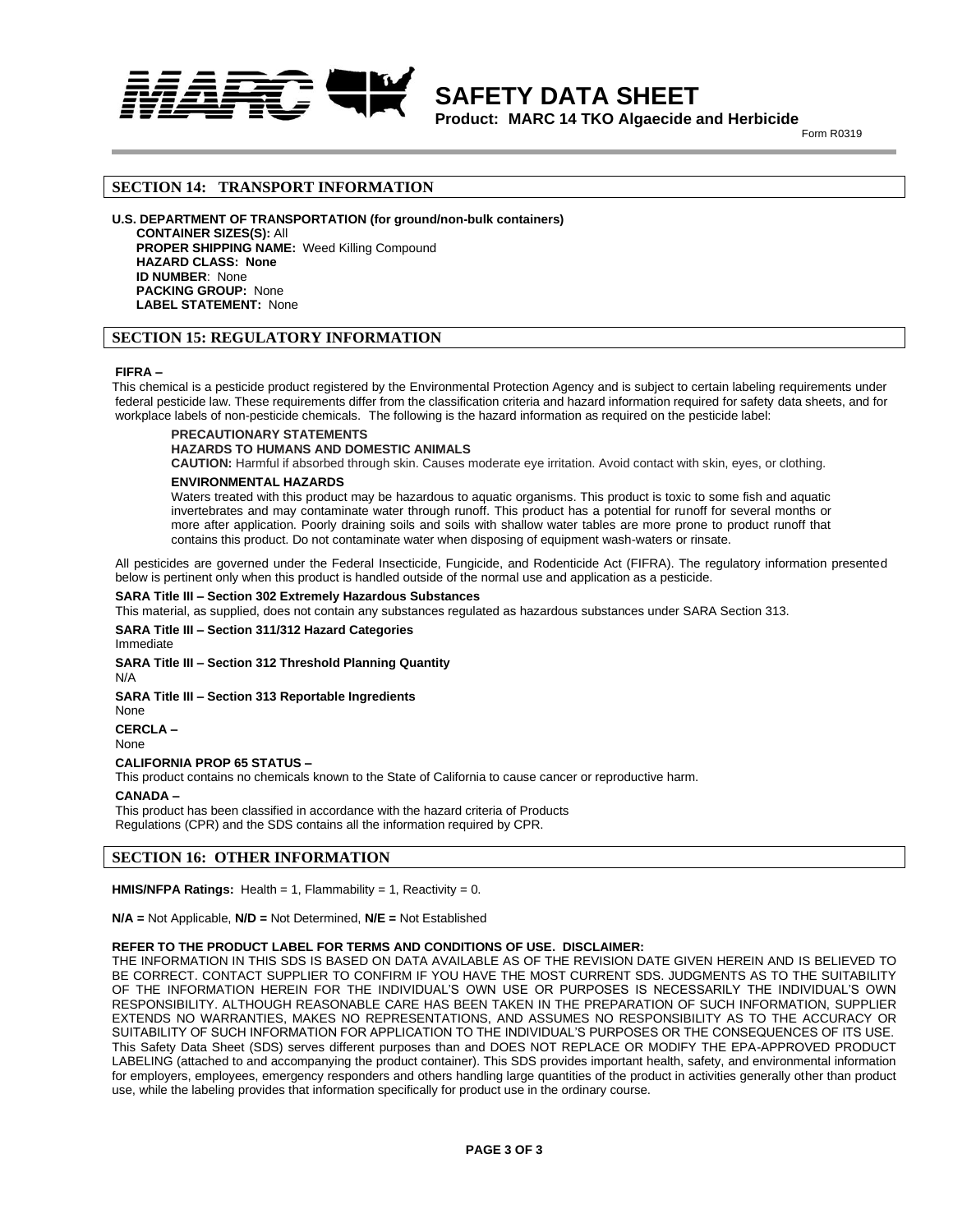## SECTION 14: TRANSPORT INFORMATION

**U.S. DEPARTMENT OF TRANSPORTATION (for ground/non-bulk containers)**

**CONTAINER SIZES(S):** All
**PROPER SHIPPING NAME:** Weed Killing Compound
**HAZARD CLASS: None**
**ID NUMBER**: None
**PACKING GROUP:** None
**LABEL STATEMENT:** None

## SECTION 15: REGULATORY INFORMATION

**FIFRA –**

This chemical is a pesticide product registered by the Environmental Protection Agency and is subject to certain labeling requirements under federal pesticide law. These requirements differ from the classification criteria and hazard information required for safety data sheets, and for workplace labels of non-pesticide chemicals. The following is the hazard information as required on the pesticide label:

**PRECAUTIONARY STATEMENTS**

**HAZARDS TO HUMANS AND DOMESTIC ANIMALS**

**CAUTION:** Harmful if absorbed through skin. Causes moderate eye irritation. Avoid contact with skin, eyes, or clothing.

**ENVIRONMENTAL HAZARDS**

Waters treated with this product may be hazardous to aquatic organisms. This product is toxic to some fish and aquatic invertebrates and may contaminate water through runoff. This product has a potential for runoff for several months or more after application. Poorly draining soils and soils with shallow water tables are more prone to product runoff that contains this product. Do not contaminate water when disposing of equipment wash-waters or rinsate.

All pesticides are governed under the Federal Insecticide, Fungicide, and Rodenticide Act (FIFRA). The regulatory information presented below is pertinent only when this product is handled outside of the normal use and application as a pesticide.

**SARA Title III – Section 302 Extremely Hazardous Substances**

This material, as supplied, does not contain any substances regulated as hazardous substances under SARA Section 313.

**SARA Title III – Section 311/312 Hazard Categories**

Immediate

**SARA Title III – Section 312 Threshold Planning Quantity**

N/A

**SARA Title III – Section 313 Reportable Ingredients**

None

**CERCLA –**

None

**CALIFORNIA PROP 65 STATUS –**

This product contains no chemicals known to the State of California to cause cancer or reproductive harm.

**CANADA –**

This product has been classified in accordance with the hazard criteria of Products Regulations (CPR) and the SDS contains all the information required by CPR.

## SECTION 16: OTHER INFORMATION

**HMIS/NFPA Ratings:** Health = 1, Flammability = 1, Reactivity = 0.

**N/A =** Not Applicable, **N/D =** Not Determined, **N/E =** Not Established

**REFER TO THE PRODUCT LABEL FOR TERMS AND CONDITIONS OF USE. DISCLAIMER:**

THE INFORMATION IN THIS SDS IS BASED ON DATA AVAILABLE AS OF THE REVISION DATE GIVEN HEREIN AND IS BELIEVED TO BE CORRECT. CONTACT SUPPLIER TO CONFIRM IF YOU HAVE THE MOST CURRENT SDS. JUDGMENTS AS TO THE SUITABILITY OF THE INFORMATION HEREIN FOR THE INDIVIDUAL'S OWN USE OR PURPOSES IS NECESSARILY THE INDIVIDUAL'S OWN RESPONSIBILITY. ALTHOUGH REASONABLE CARE HAS BEEN TAKEN IN THE PREPARATION OF SUCH INFORMATION, SUPPLIER EXTENDS NO WARRANTIES, MAKES NO REPRESENTATIONS, AND ASSUMES NO RESPONSIBILITY AS TO THE ACCURACY OR SUITABILITY OF SUCH INFORMATION FOR APPLICATION TO THE INDIVIDUAL'S PURPOSES OR THE CONSEQUENCES OF ITS USE. This Safety Data Sheet (SDS) serves different purposes than and DOES NOT REPLACE OR MODIFY THE EPA-APPROVED PRODUCT LABELING (attached to and accompanying the product container). This SDS provides important health, safety, and environmental information for employers, employees, emergency responders and others handling large quantities of the product in activities generally other than product use, while the labeling provides that information specifically for product use in the ordinary course.